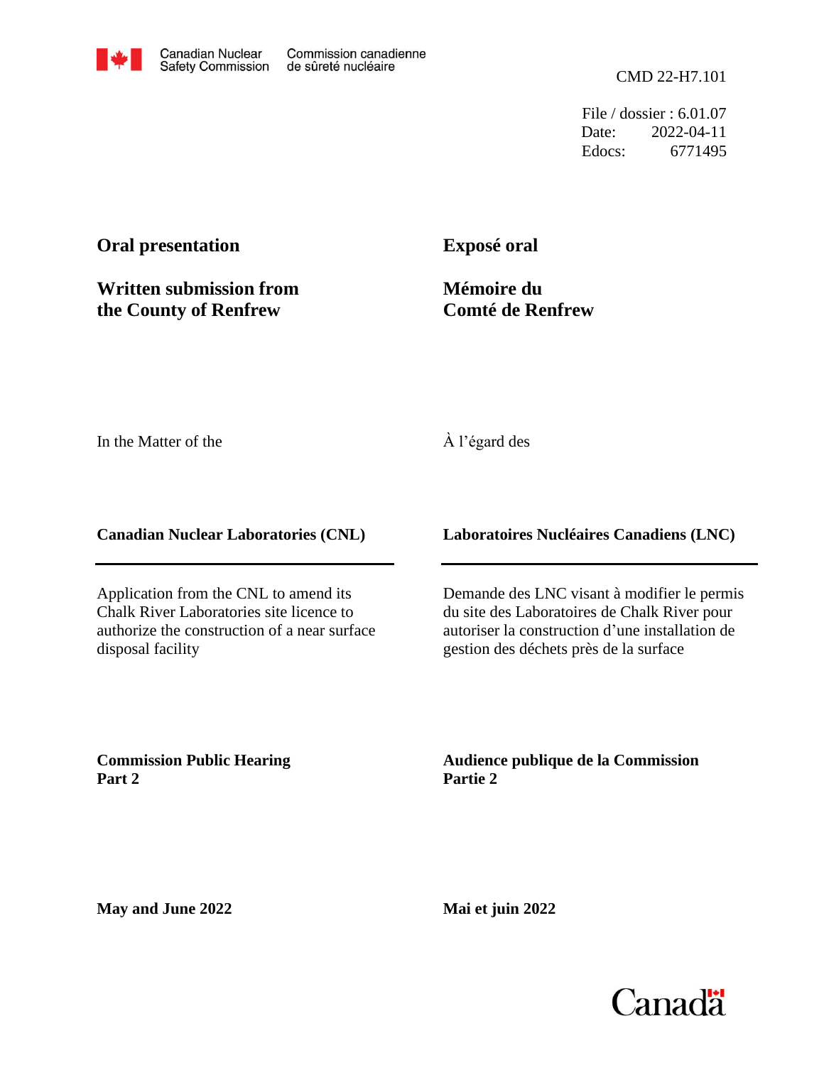Canadian Nuclear Safety Commission / Commission canadienne de sûreté nucléaire

CMD 22-H7.101

File / dossier : 6.01.07
Date: 2022-04-11
Edocs: 6771495

**Oral presentation**

**Written submission from the County of Renfrew**

**Exposé oral**

**Mémoire du Comté de Renfrew**

In the Matter of the

À l'égard des

**Canadian Nuclear Laboratories (CNL)**

**Laboratoires Nucléaires Canadiens (LNC)**

Application from the CNL to amend its Chalk River Laboratories site licence to authorize the construction of a near surface disposal facility

Demande des LNC visant à modifier le permis du site des Laboratoires de Chalk River pour autoriser la construction d'une installation de gestion des déchets près de la surface

**Commission Public Hearing Part 2**

**Audience publique de la Commission Partie 2**

**May and June 2022**

**Mai et juin 2022**

Canada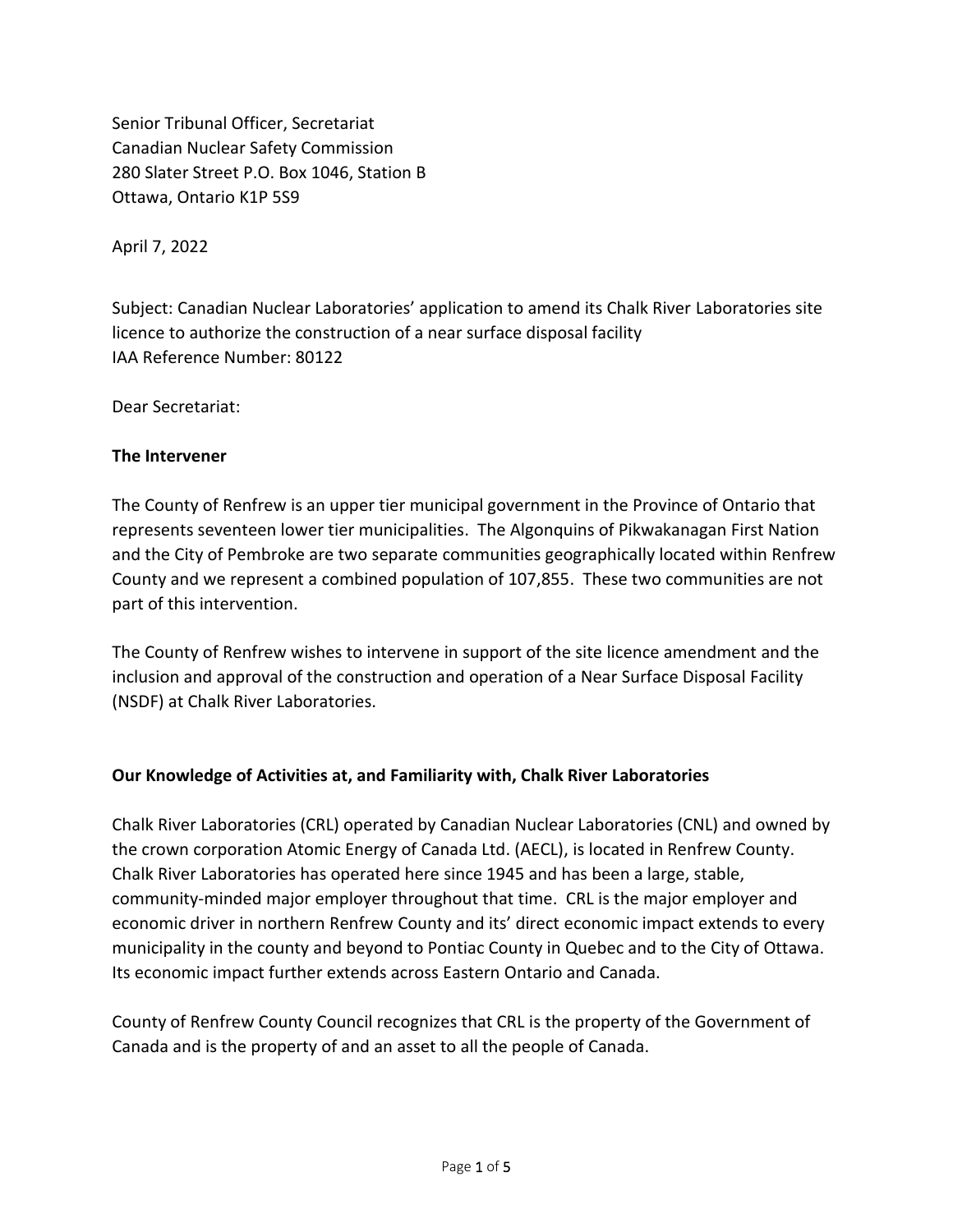Senior Tribunal Officer, Secretariat
Canadian Nuclear Safety Commission
280 Slater Street P.O. Box 1046, Station B
Ottawa, Ontario K1P 5S9

April 7, 2022

Subject: Canadian Nuclear Laboratories' application to amend its Chalk River Laboratories site licence to authorize the construction of a near surface disposal facility
IAA Reference Number: 80122

Dear Secretariat:

**The Intervener**

The County of Renfrew is an upper tier municipal government in the Province of Ontario that represents seventeen lower tier municipalities. The Algonquins of Pikwakanagan First Nation and the City of Pembroke are two separate communities geographically located within Renfrew County and we represent a combined population of 107,855. These two communities are not part of this intervention.

The County of Renfrew wishes to intervene in support of the site licence amendment and the inclusion and approval of the construction and operation of a Near Surface Disposal Facility (NSDF) at Chalk River Laboratories.

**Our Knowledge of Activities at, and Familiarity with, Chalk River Laboratories**

Chalk River Laboratories (CRL) operated by Canadian Nuclear Laboratories (CNL) and owned by the crown corporation Atomic Energy of Canada Ltd. (AECL), is located in Renfrew County. Chalk River Laboratories has operated here since 1945 and has been a large, stable, community-minded major employer throughout that time. CRL is the major employer and economic driver in northern Renfrew County and its' direct economic impact extends to every municipality in the county and beyond to Pontiac County in Quebec and to the City of Ottawa. Its economic impact further extends across Eastern Ontario and Canada.

County of Renfrew County Council recognizes that CRL is the property of the Government of Canada and is the property of and an asset to all the people of Canada.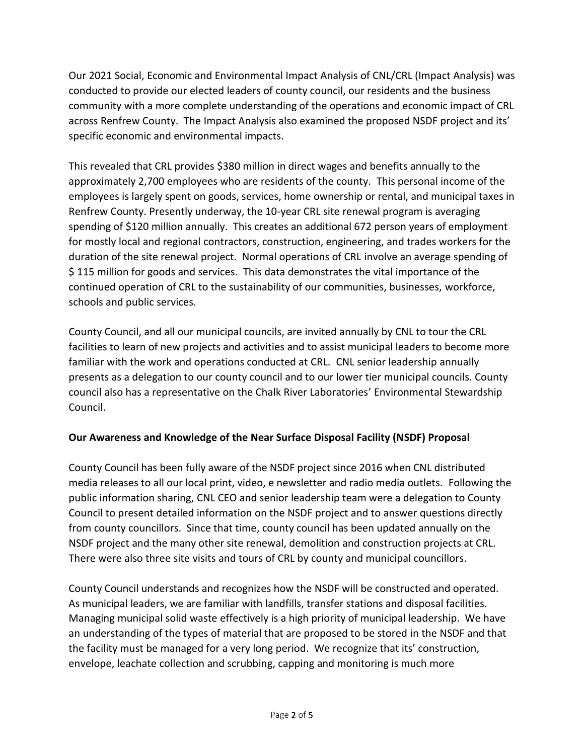Our 2021 Social, Economic and Environmental Impact Analysis of CNL/CRL (Impact Analysis) was conducted to provide our elected leaders of county council, our residents and the business community with a more complete understanding of the operations and economic impact of CRL across Renfrew County. The Impact Analysis also examined the proposed NSDF project and its' specific economic and environmental impacts.

This revealed that CRL provides $380 million in direct wages and benefits annually to the approximately 2,700 employees who are residents of the county. This personal income of the employees is largely spent on goods, services, home ownership or rental, and municipal taxes in Renfrew County. Presently underway, the 10-year CRL site renewal program is averaging spending of $120 million annually. This creates an additional 672 person years of employment for mostly local and regional contractors, construction, engineering, and trades workers for the duration of the site renewal project. Normal operations of CRL involve an average spending of $ 115 million for goods and services. This data demonstrates the vital importance of the continued operation of CRL to the sustainability of our communities, businesses, workforce, schools and public services.

County Council, and all our municipal councils, are invited annually by CNL to tour the CRL facilities to learn of new projects and activities and to assist municipal leaders to become more familiar with the work and operations conducted at CRL. CNL senior leadership annually presents as a delegation to our county council and to our lower tier municipal councils. County council also has a representative on the Chalk River Laboratories' Environmental Stewardship Council.

**Our Awareness and Knowledge of the Near Surface Disposal Facility (NSDF) Proposal**

County Council has been fully aware of the NSDF project since 2016 when CNL distributed media releases to all our local print, video, e newsletter and radio media outlets. Following the public information sharing, CNL CEO and senior leadership team were a delegation to County Council to present detailed information on the NSDF project and to answer questions directly from county councillors. Since that time, county council has been updated annually on the NSDF project and the many other site renewal, demolition and construction projects at CRL. There were also three site visits and tours of CRL by county and municipal councillors.

County Council understands and recognizes how the NSDF will be constructed and operated. As municipal leaders, we are familiar with landfills, transfer stations and disposal facilities. Managing municipal solid waste effectively is a high priority of municipal leadership. We have an understanding of the types of material that are proposed to be stored in the NSDF and that the facility must be managed for a very long period. We recognize that its' construction, envelope, leachate collection and scrubbing, capping and monitoring is much more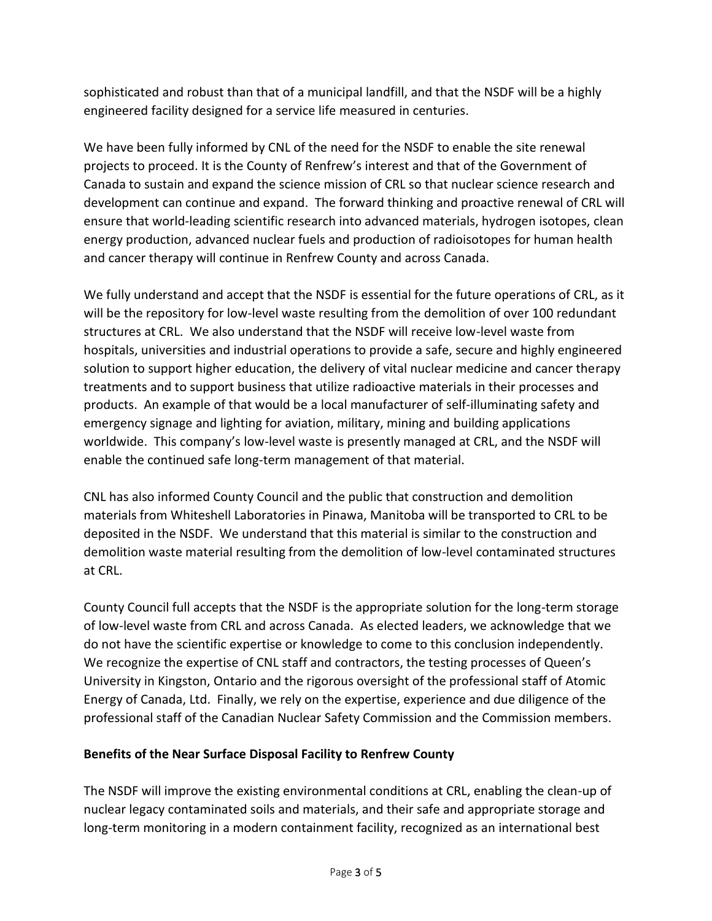sophisticated and robust than that of a municipal landfill, and that the NSDF will be a highly engineered facility designed for a service life measured in centuries.

We have been fully informed by CNL of the need for the NSDF to enable the site renewal projects to proceed. It is the County of Renfrew's interest and that of the Government of Canada to sustain and expand the science mission of CRL so that nuclear science research and development can continue and expand. The forward thinking and proactive renewal of CRL will ensure that world-leading scientific research into advanced materials, hydrogen isotopes, clean energy production, advanced nuclear fuels and production of radioisotopes for human health and cancer therapy will continue in Renfrew County and across Canada.

We fully understand and accept that the NSDF is essential for the future operations of CRL, as it will be the repository for low-level waste resulting from the demolition of over 100 redundant structures at CRL. We also understand that the NSDF will receive low-level waste from hospitals, universities and industrial operations to provide a safe, secure and highly engineered solution to support higher education, the delivery of vital nuclear medicine and cancer therapy treatments and to support business that utilize radioactive materials in their processes and products. An example of that would be a local manufacturer of self-illuminating safety and emergency signage and lighting for aviation, military, mining and building applications worldwide. This company's low-level waste is presently managed at CRL, and the NSDF will enable the continued safe long-term management of that material.

CNL has also informed County Council and the public that construction and demolition materials from Whiteshell Laboratories in Pinawa, Manitoba will be transported to CRL to be deposited in the NSDF. We understand that this material is similar to the construction and demolition waste material resulting from the demolition of low-level contaminated structures at CRL.

County Council full accepts that the NSDF is the appropriate solution for the long-term storage of low-level waste from CRL and across Canada. As elected leaders, we acknowledge that we do not have the scientific expertise or knowledge to come to this conclusion independently. We recognize the expertise of CNL staff and contractors, the testing processes of Queen's University in Kingston, Ontario and the rigorous oversight of the professional staff of Atomic Energy of Canada, Ltd. Finally, we rely on the expertise, experience and due diligence of the professional staff of the Canadian Nuclear Safety Commission and the Commission members.

**Benefits of the Near Surface Disposal Facility to Renfrew County**

The NSDF will improve the existing environmental conditions at CRL, enabling the clean-up of nuclear legacy contaminated soils and materials, and their safe and appropriate storage and long-term monitoring in a modern containment facility, recognized as an international best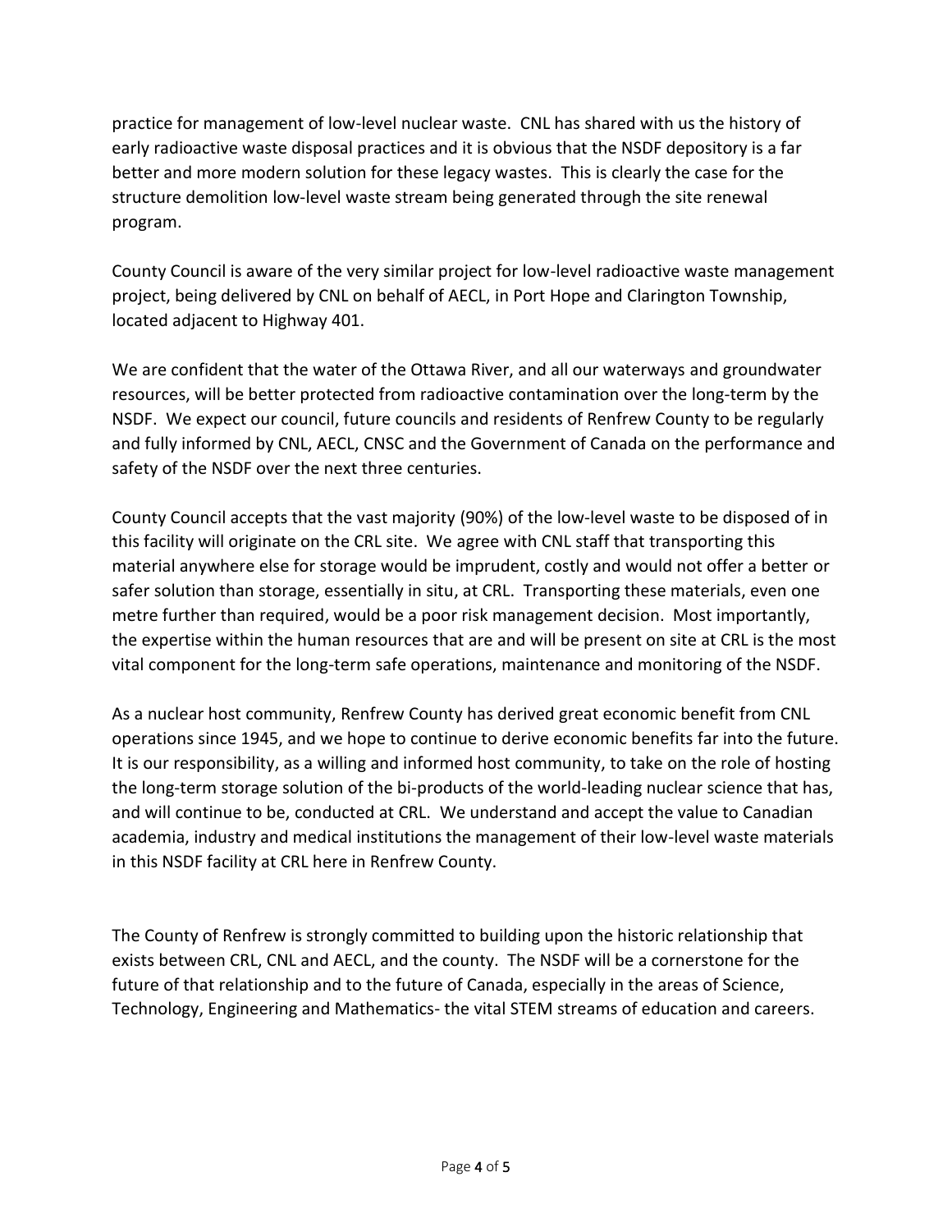practice for management of low-level nuclear waste. CNL has shared with us the history of early radioactive waste disposal practices and it is obvious that the NSDF depository is a far better and more modern solution for these legacy wastes. This is clearly the case for the structure demolition low-level waste stream being generated through the site renewal program.

County Council is aware of the very similar project for low-level radioactive waste management project, being delivered by CNL on behalf of AECL, in Port Hope and Clarington Township, located adjacent to Highway 401.

We are confident that the water of the Ottawa River, and all our waterways and groundwater resources, will be better protected from radioactive contamination over the long-term by the NSDF. We expect our council, future councils and residents of Renfrew County to be regularly and fully informed by CNL, AECL, CNSC and the Government of Canada on the performance and safety of the NSDF over the next three centuries.

County Council accepts that the vast majority (90%) of the low-level waste to be disposed of in this facility will originate on the CRL site. We agree with CNL staff that transporting this material anywhere else for storage would be imprudent, costly and would not offer a better or safer solution than storage, essentially in situ, at CRL. Transporting these materials, even one metre further than required, would be a poor risk management decision. Most importantly, the expertise within the human resources that are and will be present on site at CRL is the most vital component for the long-term safe operations, maintenance and monitoring of the NSDF.

As a nuclear host community, Renfrew County has derived great economic benefit from CNL operations since 1945, and we hope to continue to derive economic benefits far into the future. It is our responsibility, as a willing and informed host community, to take on the role of hosting the long-term storage solution of the bi-products of the world-leading nuclear science that has, and will continue to be, conducted at CRL. We understand and accept the value to Canadian academia, industry and medical institutions the management of their low-level waste materials in this NSDF facility at CRL here in Renfrew County.

The County of Renfrew is strongly committed to building upon the historic relationship that exists between CRL, CNL and AECL, and the county. The NSDF will be a cornerstone for the future of that relationship and to the future of Canada, especially in the areas of Science, Technology, Engineering and Mathematics- the vital STEM streams of education and careers.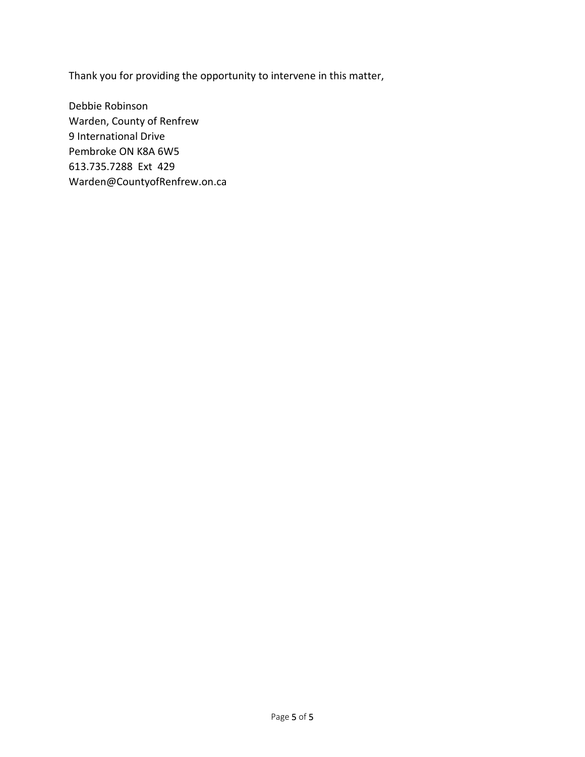Thank you for providing the opportunity to intervene in this matter,

Debbie Robinson
Warden, County of Renfrew
9 International Drive
Pembroke ON K8A 6W5
613.735.7288 Ext 429
Warden@CountyofRenfrew.on.ca